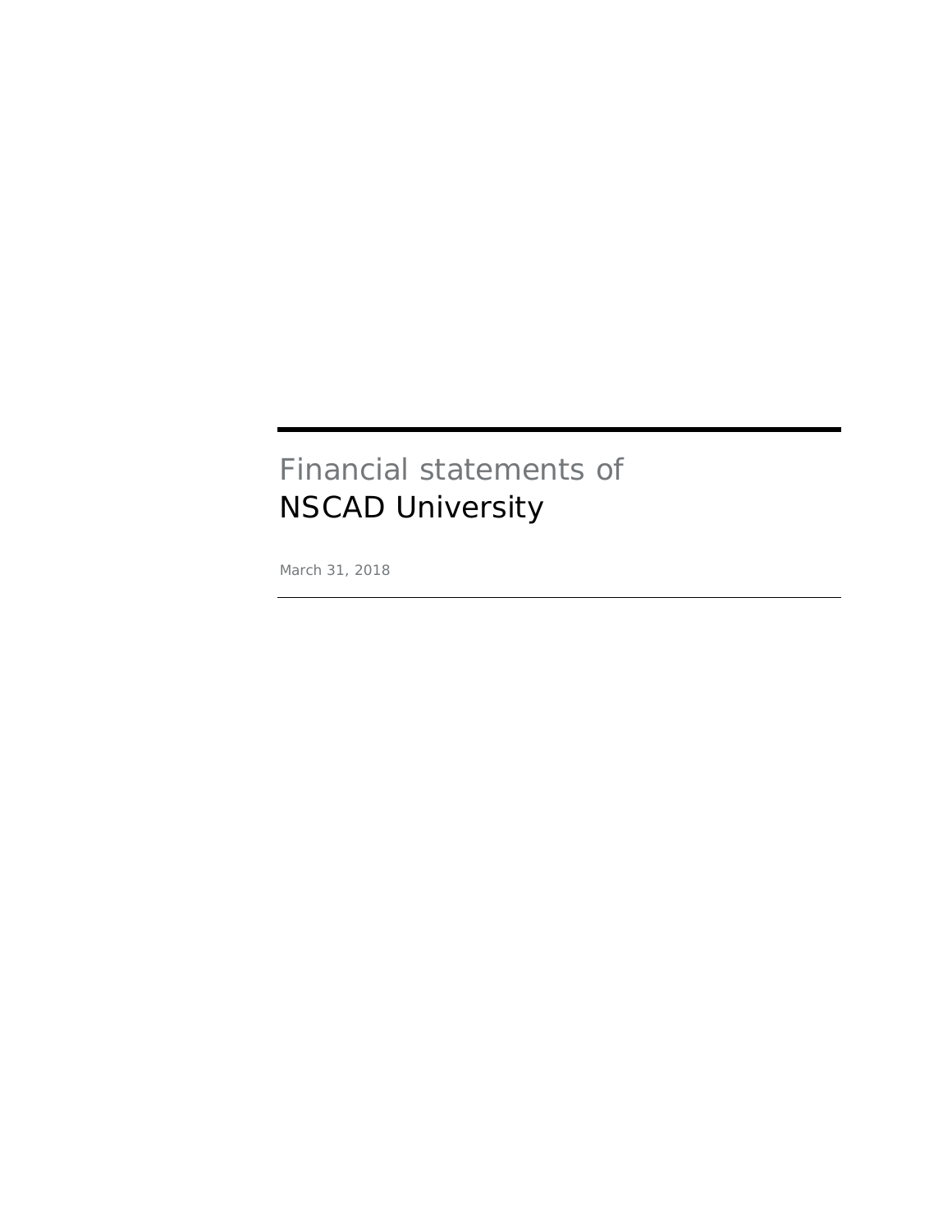# Financial statements of
# NSCAD University

March 31, 2018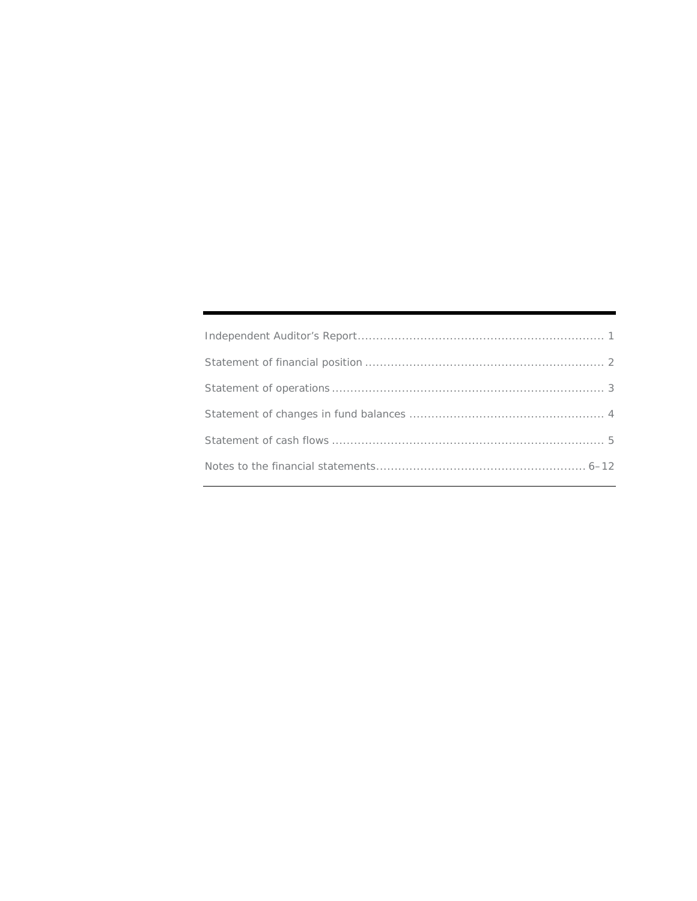| | |
|---|---|
| Independent Auditor’s Report | 1 |
| Statement of financial position | 2 |
| Statement of operations | 3 |
| Statement of changes in fund balances | 4 |
| Statement of cash flows | 5 |
| Notes to the financial statements | 6–12 |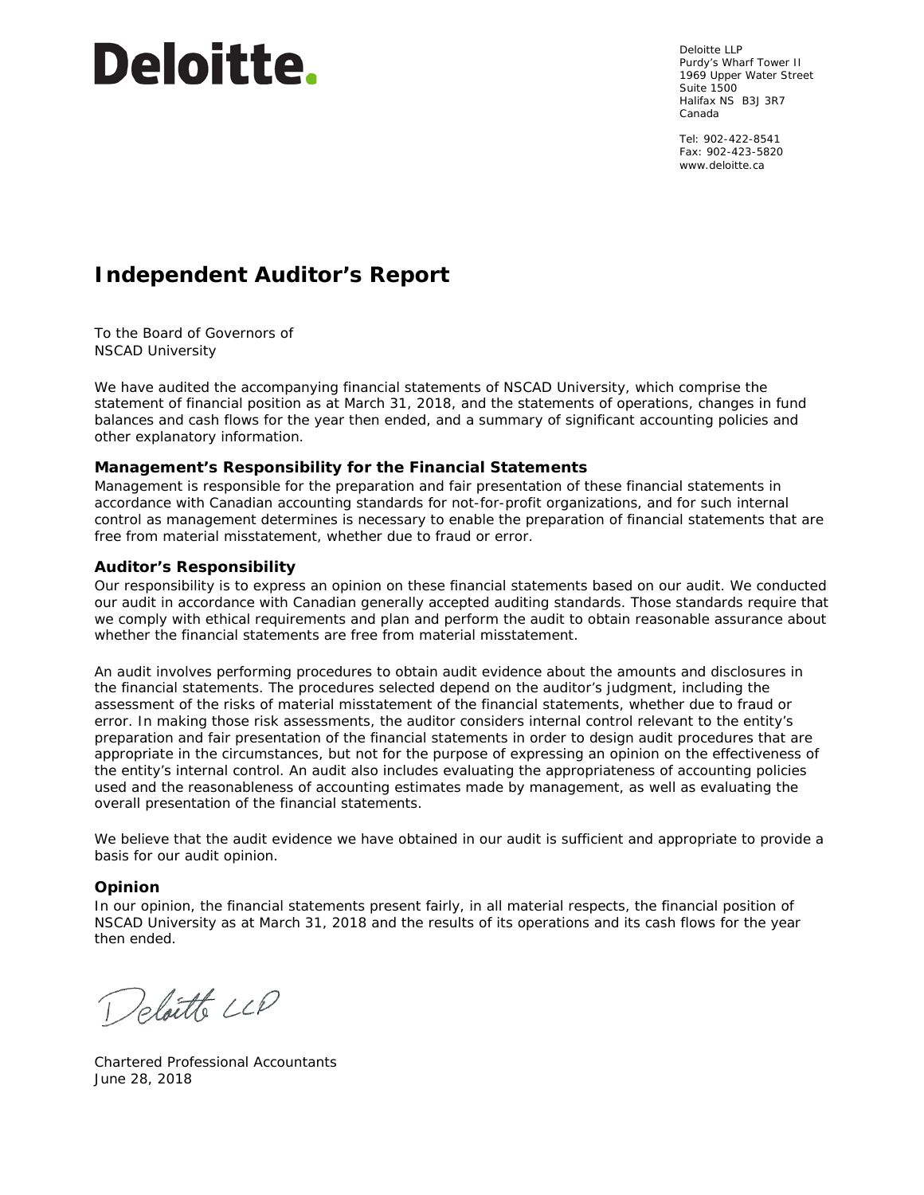# Deloitte.

Deloitte LLP
Purdy's Wharf Tower II
1969 Upper Water Street
Suite 1500
Halifax NS B3J 3R7
Canada

Tel: 902-422-8541
Fax: 902-423-5820
www.deloitte.ca

# Independent Auditor's Report

To the Board of Governors of
NSCAD University

We have audited the accompanying financial statements of NSCAD University, which comprise the statement of financial position as at March 31, 2018, and the statements of operations, changes in fund balances and cash flows for the year then ended, and a summary of significant accounting policies and other explanatory information.

### Management's Responsibility for the Financial Statements

Management is responsible for the preparation and fair presentation of these financial statements in accordance with Canadian accounting standards for not-for-profit organizations, and for such internal control as management determines is necessary to enable the preparation of financial statements that are free from material misstatement, whether due to fraud or error.

### Auditor's Responsibility

Our responsibility is to express an opinion on these financial statements based on our audit. We conducted our audit in accordance with Canadian generally accepted auditing standards. Those standards require that we comply with ethical requirements and plan and perform the audit to obtain reasonable assurance about whether the financial statements are free from material misstatement.

An audit involves performing procedures to obtain audit evidence about the amounts and disclosures in the financial statements. The procedures selected depend on the auditor's judgment, including the assessment of the risks of material misstatement of the financial statements, whether due to fraud or error. In making those risk assessments, the auditor considers internal control relevant to the entity's preparation and fair presentation of the financial statements in order to design audit procedures that are appropriate in the circumstances, but not for the purpose of expressing an opinion on the effectiveness of the entity's internal control. An audit also includes evaluating the appropriateness of accounting policies used and the reasonableness of accounting estimates made by management, as well as evaluating the overall presentation of the financial statements.

We believe that the audit evidence we have obtained in our audit is sufficient and appropriate to provide a basis for our audit opinion.

### Opinion

In our opinion, the financial statements present fairly, in all material respects, the financial position of NSCAD University as at March 31, 2018 and the results of its operations and its cash flows for the year then ended.

Deloitte LLP

Chartered Professional Accountants
June 28, 2018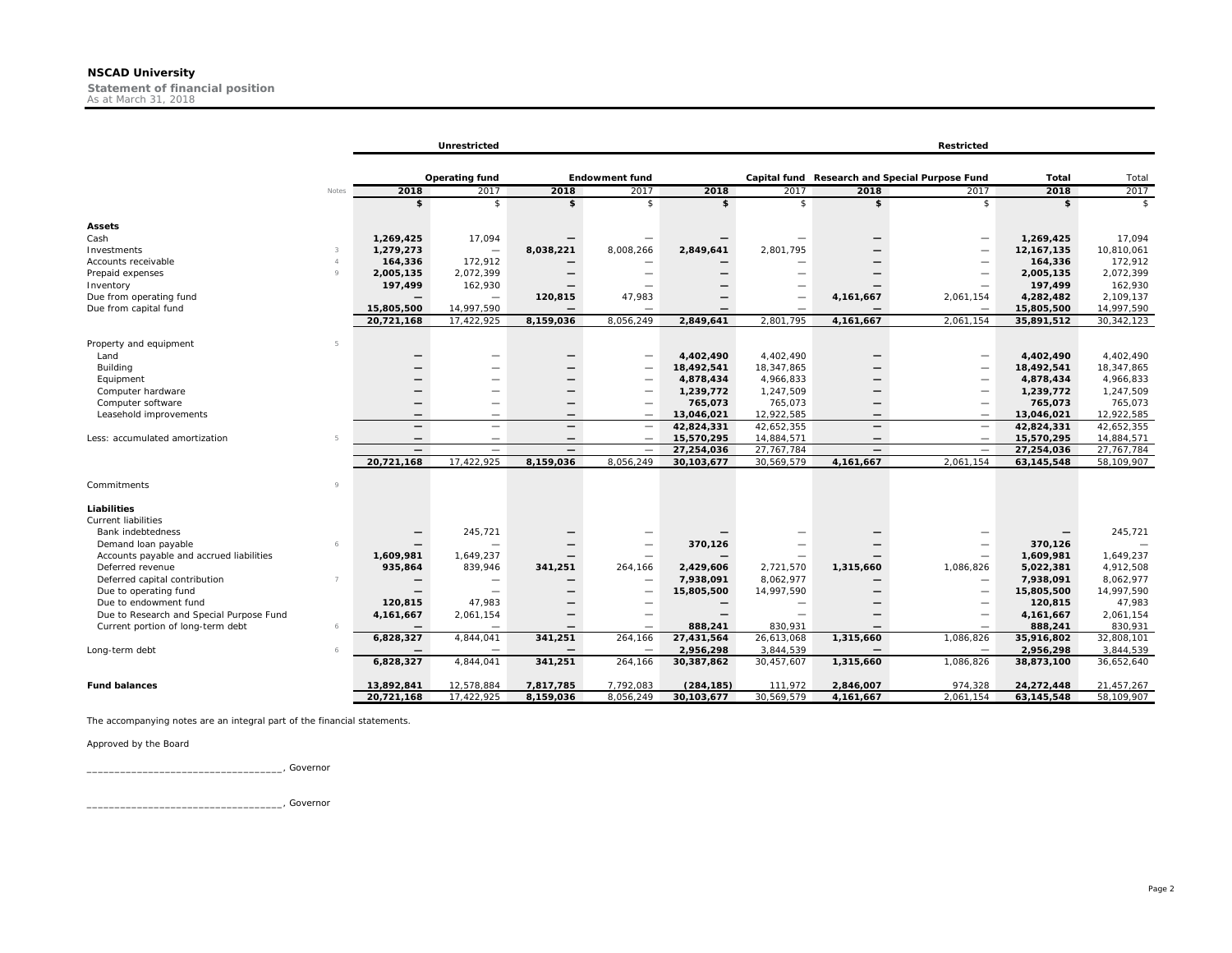**NSCAD University**

**Statement of financial position**
As at March 31, 2018

| | Notes | Unrestricted | | Restricted | | | | | | | |
|---|---|---|---|---|---|---|---|---|---|---|---|
| | | Operating fund | | Endowment fund | | Capital fund | | Research and Special Purpose Fund | | Total | Total |
| | | **2018** | 2017 | **2018** | 2017 | **2018** | 2017 | **2018** | 2017 | **2018** | 2017 |
| | | **$** | $ | **$** | $ | **$** | $ | **$** | $ | **$** | $ |
| **Assets** | | | | | | | | | | | |
| Cash | | **1,269,425** | 17,094 | **—** | — | **—** | — | **—** | — | **1,269,425** | 17,094 |
| Investments | 3 | **1,279,273** | — | **8,038,221** | 8,008,266 | **2,849,641** | 2,801,795 | **—** | — | **12,167,135** | 10,810,061 |
| Accounts receivable | 4 | **164,336** | 172,912 | **—** | — | **—** | — | **—** | — | **164,336** | 172,912 |
| Prepaid expenses | 9 | **2,005,135** | 2,072,399 | **—** | — | **—** | — | **—** | — | **2,005,135** | 2,072,399 |
| Inventory | | **197,499** | 162,930 | **—** | — | **—** | — | **—** | — | **197,499** | 162,930 |
| Due from operating fund | | **—** | — | **120,815** | 47,983 | **—** | — | **4,161,667** | 2,061,154 | **4,282,482** | 2,109,137 |
| Due from capital fund | | **15,805,500** | 14,997,590 | **—** | — | **—** | — | **—** | — | **15,805,500** | 14,997,590 |
| | | **20,721,168** | 17,422,925 | **8,159,036** | 8,056,249 | **2,849,641** | 2,801,795 | **4,161,667** | 2,061,154 | **35,891,512** | 30,342,123 |
| Property and equipment | 5 | | | | | | | | | | |
| Land | | **—** | — | **—** | — | **4,402,490** | 4,402,490 | **—** | — | **4,402,490** | 4,402,490 |
| Building | | **—** | — | **—** | — | **18,492,541** | 18,347,865 | **—** | — | **18,492,541** | 18,347,865 |
| Equipment | | **—** | — | **—** | — | **4,878,434** | 4,966,833 | **—** | — | **4,878,434** | 4,966,833 |
| Computer hardware | | **—** | — | **—** | — | **1,239,772** | 1,247,509 | **—** | — | **1,239,772** | 1,247,509 |
| Computer software | | **—** | — | **—** | — | **765,073** | 765,073 | **—** | — | **765,073** | 765,073 |
| Leasehold improvements | | **—** | — | **—** | — | **13,046,021** | 12,922,585 | **—** | — | **13,046,021** | 12,922,585 |
| | | **—** | — | **—** | — | **42,824,331** | 42,652,355 | **—** | — | **42,824,331** | 42,652,355 |
| Less: accumulated amortization | 5 | **—** | — | **—** | — | **15,570,295** | 14,884,571 | **—** | — | **15,570,295** | 14,884,571 |
| | | **—** | — | **—** | — | **27,254,036** | 27,767,784 | **—** | — | **27,254,036** | 27,767,784 |
| | | **20,721,168** | 17,422,925 | **8,159,036** | 8,056,249 | **30,103,677** | 30,569,579 | **4,161,667** | 2,061,154 | **63,145,548** | 58,109,907 |
| Commitments | 9 | | | | | | | | | | |
| **Liabilities** | | | | | | | | | | | |
| Current liabilities | | | | | | | | | | | |
| Bank indebtedness | | **—** | 245,721 | **—** | — | **—** | — | **—** | — | **—** | 245,721 |
| Demand loan payable | 6 | **—** | — | **—** | — | **370,126** | — | **—** | — | **370,126** | — |
| Accounts payable and accrued liabilities | | **1,609,981** | 1,649,237 | **—** | — | **—** | — | **—** | — | **1,609,981** | 1,649,237 |
| Deferred revenue | | **935,864** | 839,946 | **341,251** | 264,166 | **2,429,606** | 2,721,570 | **1,315,660** | 1,086,826 | **5,022,381** | 4,912,508 |
| Deferred capital contribution | 7 | **—** | — | **—** | — | **7,938,091** | 8,062,977 | **—** | — | **7,938,091** | 8,062,977 |
| Due to operating fund | | **—** | — | **—** | — | **15,805,500** | 14,997,590 | **—** | — | **15,805,500** | 14,997,590 |
| Due to endowment fund | | **120,815** | 47,983 | **—** | — | **—** | — | **—** | — | **120,815** | 47,983 |
| Due to Research and Special Purpose Fund | | **4,161,667** | 2,061,154 | **—** | — | **—** | — | **—** | — | **4,161,667** | 2,061,154 |
| Current portion of long-term debt | 6 | **—** | — | **—** | — | **888,241** | 830,931 | **—** | — | **888,241** | 830,931 |
| | | **6,828,327** | 4,844,041 | **341,251** | 264,166 | **27,431,564** | 26,613,068 | **1,315,660** | 1,086,826 | **35,916,802** | 32,808,101 |
| Long-term debt | 6 | **—** | — | **—** | — | **2,956,298** | 3,844,539 | **—** | — | **2,956,298** | 3,844,539 |
| | | **6,828,327** | 4,844,041 | **341,251** | 264,166 | **30,387,862** | 30,457,607 | **1,315,660** | 1,086,826 | **38,873,100** | 36,652,640 |
| **Fund balances** | | **13,892,841** | 12,578,884 | **7,817,785** | 7,792,083 | **(284,185)** | 111,972 | **2,846,007** | 974,328 | **24,272,448** | 21,457,267 |
| | | **20,721,168** | 17,422,925 | **8,159,036** | 8,056,249 | **30,103,677** | 30,569,579 | **4,161,667** | 2,061,154 | **63,145,548** | 58,109,907 |

The accompanying notes are an integral part of the financial statements.

Approved by the Board

___________________________________, Governor

___________________________________, Governor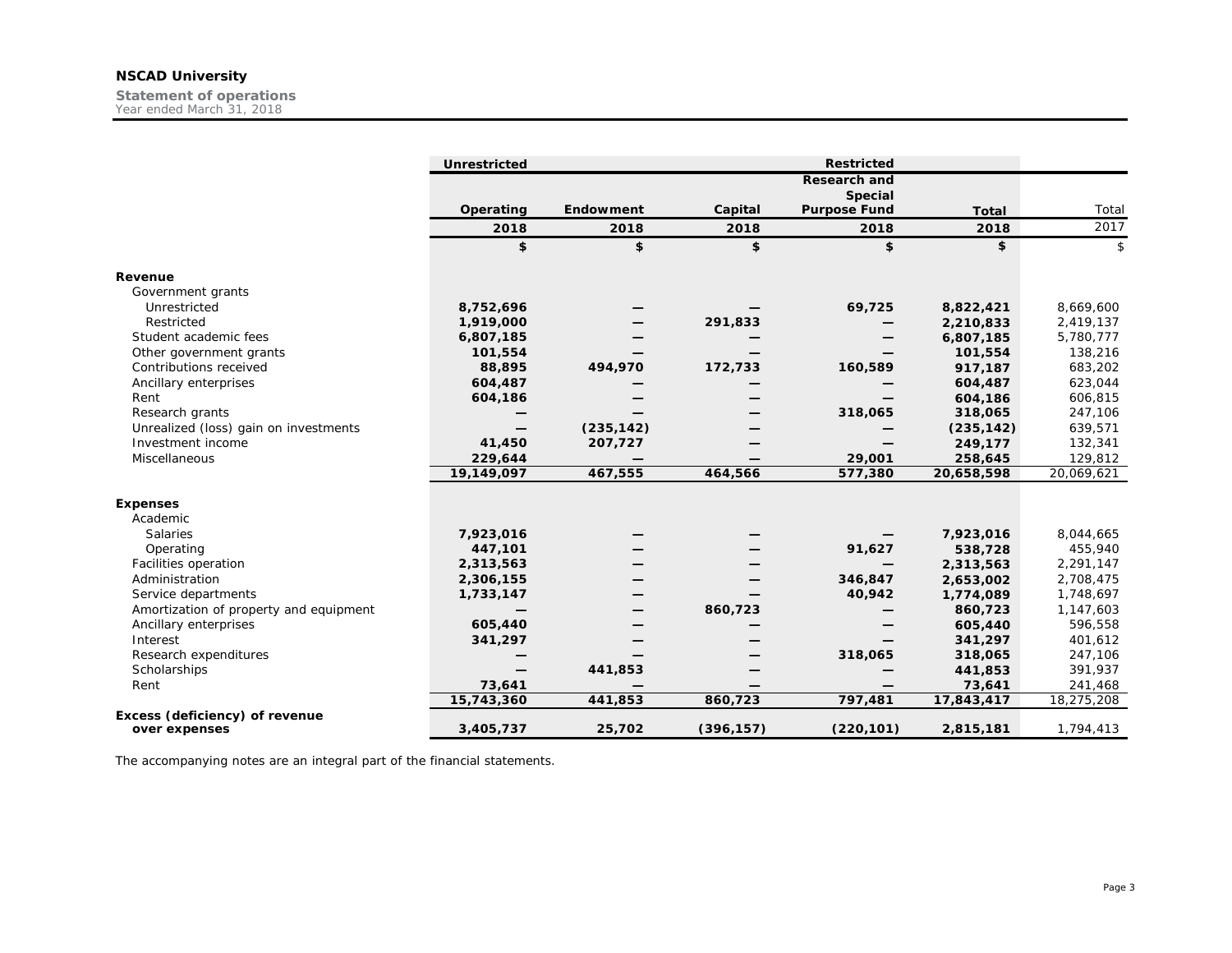**NSCAD University**

**Statement of operations**
Year ended March 31, 2018

| | Unrestricted | Restricted | | | | |
|---|---|---|---|---|---|---|
| | Operating | Endowment | Capital | Research and Special Purpose Fund | Total | Total |
| | 2018 | 2018 | 2018 | 2018 | 2018 | 2017 |
| | $ | $ | $ | $ | $ | $ |
| **Revenue** | | | | | | |
| Government grants | | | | | | |
| Unrestricted | 8,752,696 | — | — | 69,725 | 8,822,421 | 8,669,600 |
| Restricted | 1,919,000 | — | 291,833 | — | 2,210,833 | 2,419,137 |
| Student academic fees | 6,807,185 | — | — | — | 6,807,185 | 5,780,777 |
| Other government grants | 101,554 | — | — | — | 101,554 | 138,216 |
| Contributions received | 88,895 | 494,970 | 172,733 | 160,589 | 917,187 | 683,202 |
| Ancillary enterprises | 604,487 | — | — | — | 604,487 | 623,044 |
| Rent | 604,186 | — | — | — | 604,186 | 606,815 |
| Research grants | — | — | — | 318,065 | 318,065 | 247,106 |
| Unrealized (loss) gain on investments | — | (235,142) | — | — | (235,142) | 639,571 |
| Investment income | 41,450 | 207,727 | — | — | 249,177 | 132,341 |
| Miscellaneous | 229,644 | — | — | 29,001 | 258,645 | 129,812 |
| | 19,149,097 | 467,555 | 464,566 | 577,380 | 20,658,598 | 20,069,621 |
| **Expenses** | | | | | | |
| Academic | | | | | | |
| Salaries | 7,923,016 | — | — | — | 7,923,016 | 8,044,665 |
| Operating | 447,101 | — | — | 91,627 | 538,728 | 455,940 |
| Facilities operation | 2,313,563 | — | — | — | 2,313,563 | 2,291,147 |
| Administration | 2,306,155 | — | — | 346,847 | 2,653,002 | 2,708,475 |
| Service departments | 1,733,147 | — | — | 40,942 | 1,774,089 | 1,748,697 |
| Amortization of property and equipment | — | — | 860,723 | — | 860,723 | 1,147,603 |
| Ancillary enterprises | 605,440 | — | — | — | 605,440 | 596,558 |
| Interest | 341,297 | — | — | — | 341,297 | 401,612 |
| Research expenditures | — | — | — | 318,065 | 318,065 | 247,106 |
| Scholarships | — | 441,853 | — | — | 441,853 | 391,937 |
| Rent | 73,641 | — | — | — | 73,641 | 241,468 |
| | 15,743,360 | 441,853 | 860,723 | 797,481 | 17,843,417 | 18,275,208 |
| **Excess (deficiency) of revenue over expenses** | 3,405,737 | 25,702 | (396,157) | (220,101) | 2,815,181 | 1,794,413 |

The accompanying notes are an integral part of the financial statements.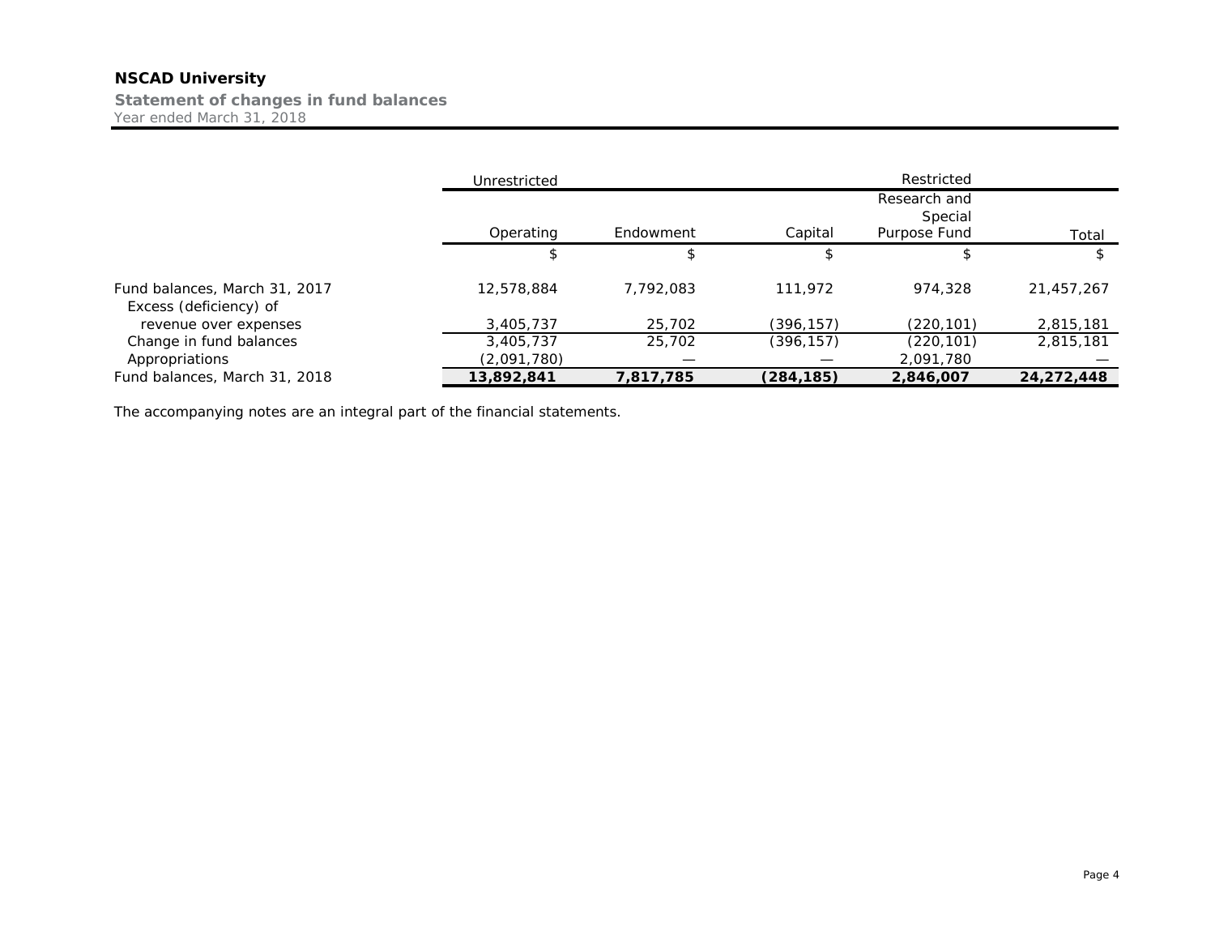# NSCAD University

## Statement of changes in fund balances

Year ended March 31, 2018

| | Unrestricted | | Restricted | | |
|---|---|---|---|---|---|
| | Operating | Endowment | Capital | Research and Special Purpose Fund | Total |
| | $ | $ | $ | $ | $ |
| Fund balances, March 31, 2017 | 12,578,884 | 7,792,083 | 111,972 | 974,328 | 21,457,267 |
| Excess (deficiency) of revenue over expenses | 3,405,737 | 25,702 | (396,157) | (220,101) | 2,815,181 |
| Change in fund balances | 3,405,737 | 25,702 | (396,157) | (220,101) | 2,815,181 |
| Appropriations | (2,091,780) | — | — | 2,091,780 | — |
| Fund balances, March 31, 2018 | **13,892,841** | **7,817,785** | **(284,185)** | **2,846,007** | **24,272,448** |

The accompanying notes are an integral part of the financial statements.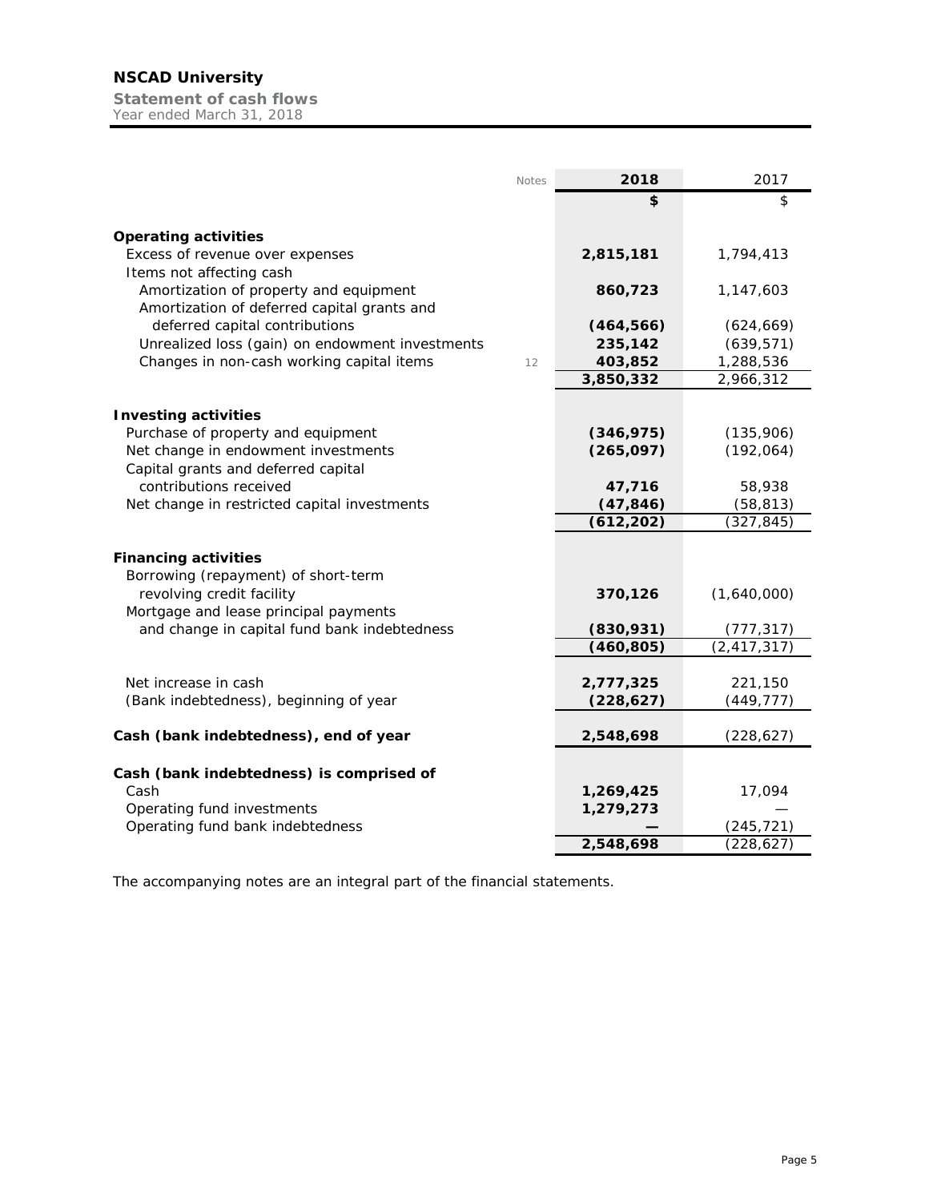# NSCAD University

**Statement of cash flows**
Year ended March 31, 2018

| | Notes | 2018 | 2017 |
|---|---|---|---|
| | | **$** | $ |
| **Operating activities** | | | |
| Excess of revenue over expenses | | **2,815,181** | 1,794,413 |
| Items not affecting cash | | | |
| Amortization of property and equipment | | **860,723** | 1,147,603 |
| Amortization of deferred capital grants and deferred capital contributions | | **(464,566)** | (624,669) |
| Unrealized loss (gain) on endowment investments | | **235,142** | (639,571) |
| Changes in non-cash working capital items | 12 | **403,852** | 1,288,536 |
| | | **3,850,332** | 2,966,312 |
| **Investing activities** | | | |
| Purchase of property and equipment | | **(346,975)** | (135,906) |
| Net change in endowment investments | | **(265,097)** | (192,064) |
| Capital grants and deferred capital contributions received | | **47,716** | 58,938 |
| Net change in restricted capital investments | | **(47,846)** | (58,813) |
| | | **(612,202)** | (327,845) |
| **Financing activities** | | | |
| Borrowing (repayment) of short-term revolving credit facility | | **370,126** | (1,640,000) |
| Mortgage and lease principal payments and change in capital fund bank indebtedness | | **(830,931)** | (777,317) |
| | | **(460,805)** | (2,417,317) |
| Net increase in cash | | **2,777,325** | 221,150 |
| (Bank indebtedness), beginning of year | | **(228,627)** | (449,777) |
| **Cash (bank indebtedness), end of year** | | **2,548,698** | (228,627) |
| **Cash (bank indebtedness) is comprised of** | | | |
| Cash | | **1,269,425** | 17,094 |
| Operating fund investments | | **1,279,273** | — |
| Operating fund bank indebtedness | | **—** | (245,721) |
| | | **2,548,698** | (228,627) |

The accompanying notes are an integral part of the financial statements.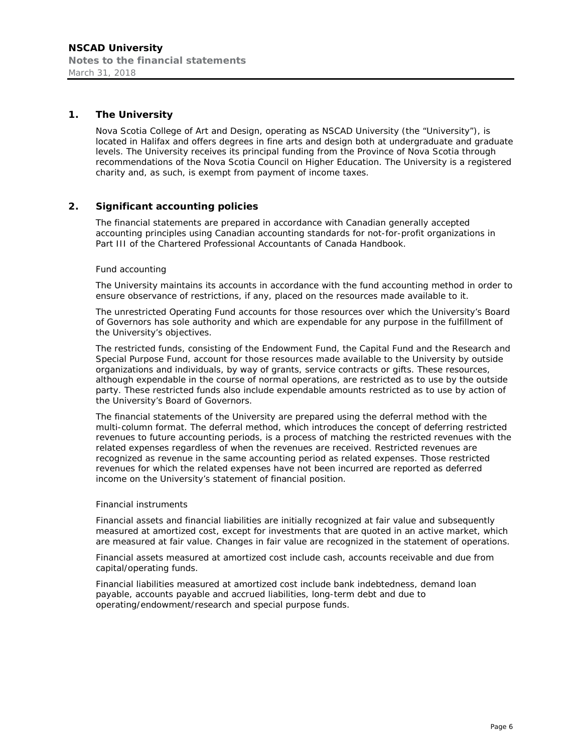## 1. The University

Nova Scotia College of Art and Design, operating as NSCAD University (the "University"), is located in Halifax and offers degrees in fine arts and design both at undergraduate and graduate levels. The University receives its principal funding from the Province of Nova Scotia through recommendations of the Nova Scotia Council on Higher Education. The University is a registered charity and, as such, is exempt from payment of income taxes.

## 2. Significant accounting policies

The financial statements are prepared in accordance with Canadian generally accepted accounting principles using Canadian accounting standards for not-for-profit organizations in Part III of the Chartered Professional Accountants of Canada Handbook.

### Fund accounting

The University maintains its accounts in accordance with the fund accounting method in order to ensure observance of restrictions, if any, placed on the resources made available to it.

The unrestricted Operating Fund accounts for those resources over which the University's Board of Governors has sole authority and which are expendable for any purpose in the fulfillment of the University's objectives.

The restricted funds, consisting of the Endowment Fund, the Capital Fund and the Research and Special Purpose Fund, account for those resources made available to the University by outside organizations and individuals, by way of grants, service contracts or gifts. These resources, although expendable in the course of normal operations, are restricted as to use by the outside party. These restricted funds also include expendable amounts restricted as to use by action of the University's Board of Governors.

The financial statements of the University are prepared using the deferral method with the multi-column format. The deferral method, which introduces the concept of deferring restricted revenues to future accounting periods, is a process of matching the restricted revenues with the related expenses regardless of when the revenues are received. Restricted revenues are recognized as revenue in the same accounting period as related expenses. Those restricted revenues for which the related expenses have not been incurred are reported as deferred income on the University's statement of financial position.

### Financial instruments

Financial assets and financial liabilities are initially recognized at fair value and subsequently measured at amortized cost, except for investments that are quoted in an active market, which are measured at fair value. Changes in fair value are recognized in the statement of operations.

Financial assets measured at amortized cost include cash, accounts receivable and due from capital/operating funds.

Financial liabilities measured at amortized cost include bank indebtedness, demand loan payable, accounts payable and accrued liabilities, long-term debt and due to operating/endowment/research and special purpose funds.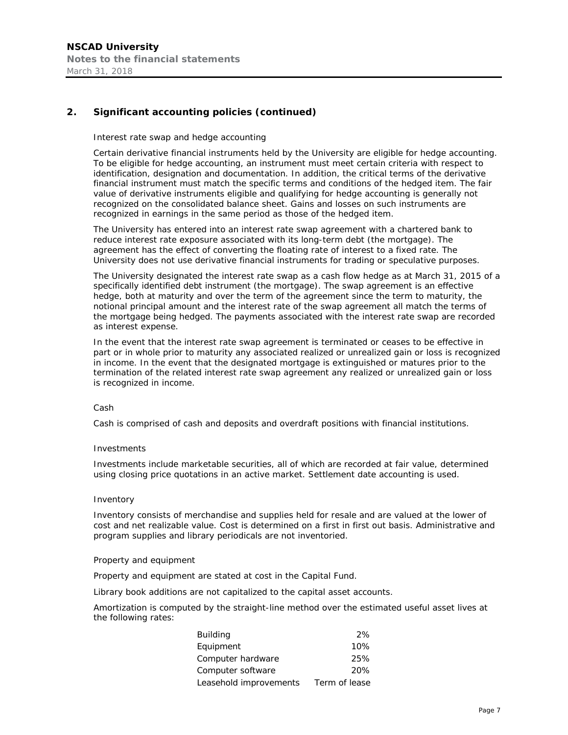## 2. Significant accounting policies (continued)

Interest rate swap and hedge accounting

Certain derivative financial instruments held by the University are eligible for hedge accounting. To be eligible for hedge accounting, an instrument must meet certain criteria with respect to identification, designation and documentation. In addition, the critical terms of the derivative financial instrument must match the specific terms and conditions of the hedged item. The fair value of derivative instruments eligible and qualifying for hedge accounting is generally not recognized on the consolidated balance sheet. Gains and losses on such instruments are recognized in earnings in the same period as those of the hedged item.

The University has entered into an interest rate swap agreement with a chartered bank to reduce interest rate exposure associated with its long-term debt (the mortgage). The agreement has the effect of converting the floating rate of interest to a fixed rate. The University does not use derivative financial instruments for trading or speculative purposes.

The University designated the interest rate swap as a cash flow hedge as at March 31, 2015 of a specifically identified debt instrument (the mortgage). The swap agreement is an effective hedge, both at maturity and over the term of the agreement since the term to maturity, the notional principal amount and the interest rate of the swap agreement all match the terms of the mortgage being hedged. The payments associated with the interest rate swap are recorded as interest expense.

In the event that the interest rate swap agreement is terminated or ceases to be effective in part or in whole prior to maturity any associated realized or unrealized gain or loss is recognized in income. In the event that the designated mortgage is extinguished or matures prior to the termination of the related interest rate swap agreement any realized or unrealized gain or loss is recognized in income.

Cash

Cash is comprised of cash and deposits and overdraft positions with financial institutions.

Investments

Investments include marketable securities, all of which are recorded at fair value, determined using closing price quotations in an active market. Settlement date accounting is used.

Inventory

Inventory consists of merchandise and supplies held for resale and are valued at the lower of cost and net realizable value. Cost is determined on a first in first out basis. Administrative and program supplies and library periodicals are not inventoried.

Property and equipment

Property and equipment are stated at cost in the Capital Fund.

Library book additions are not capitalized to the capital asset accounts.

Amortization is computed by the straight-line method over the estimated useful asset lives at the following rates:

| | |
|---|---|
| Building | 2% |
| Equipment | 10% |
| Computer hardware | 25% |
| Computer software | 20% |
| Leasehold improvements | Term of lease |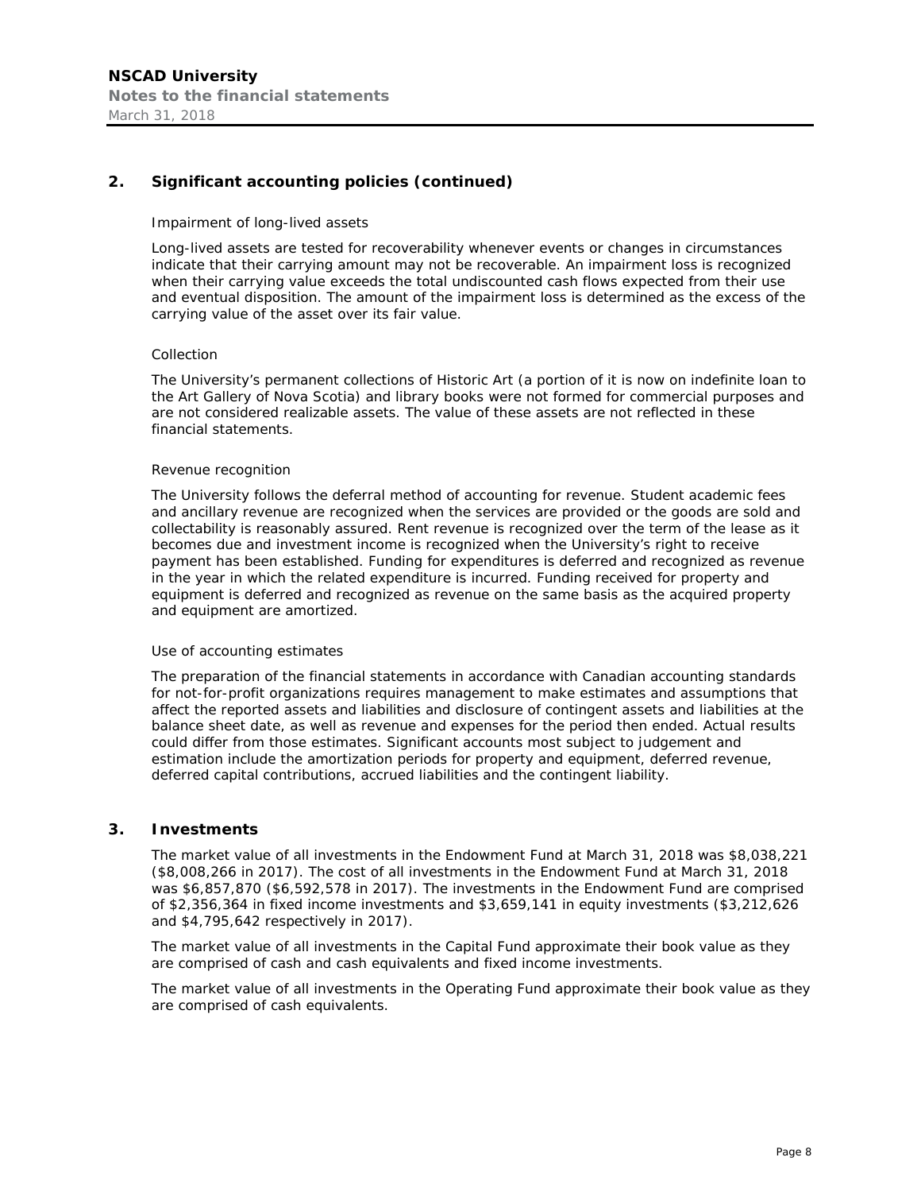## 2. Significant accounting policies (continued)

### Impairment of long-lived assets

Long-lived assets are tested for recoverability whenever events or changes in circumstances indicate that their carrying amount may not be recoverable. An impairment loss is recognized when their carrying value exceeds the total undiscounted cash flows expected from their use and eventual disposition. The amount of the impairment loss is determined as the excess of the carrying value of the asset over its fair value.

### Collection

The University's permanent collections of Historic Art (a portion of it is now on indefinite loan to the Art Gallery of Nova Scotia) and library books were not formed for commercial purposes and are not considered realizable assets. The value of these assets are not reflected in these financial statements.

### Revenue recognition

The University follows the deferral method of accounting for revenue. Student academic fees and ancillary revenue are recognized when the services are provided or the goods are sold and collectability is reasonably assured. Rent revenue is recognized over the term of the lease as it becomes due and investment income is recognized when the University's right to receive payment has been established. Funding for expenditures is deferred and recognized as revenue in the year in which the related expenditure is incurred. Funding received for property and equipment is deferred and recognized as revenue on the same basis as the acquired property and equipment are amortized.

### Use of accounting estimates

The preparation of the financial statements in accordance with Canadian accounting standards for not-for-profit organizations requires management to make estimates and assumptions that affect the reported assets and liabilities and disclosure of contingent assets and liabilities at the balance sheet date, as well as revenue and expenses for the period then ended. Actual results could differ from those estimates. Significant accounts most subject to judgement and estimation include the amortization periods for property and equipment, deferred revenue, deferred capital contributions, accrued liabilities and the contingent liability.

## 3. Investments

The market value of all investments in the Endowment Fund at March 31, 2018 was $8,038,221 ($8,008,266 in 2017). The cost of all investments in the Endowment Fund at March 31, 2018 was $6,857,870 ($6,592,578 in 2017). The investments in the Endowment Fund are comprised of $2,356,364 in fixed income investments and $3,659,141 in equity investments ($3,212,626 and $4,795,642 respectively in 2017).

The market value of all investments in the Capital Fund approximate their book value as they are comprised of cash and cash equivalents and fixed income investments.

The market value of all investments in the Operating Fund approximate their book value as they are comprised of cash equivalents.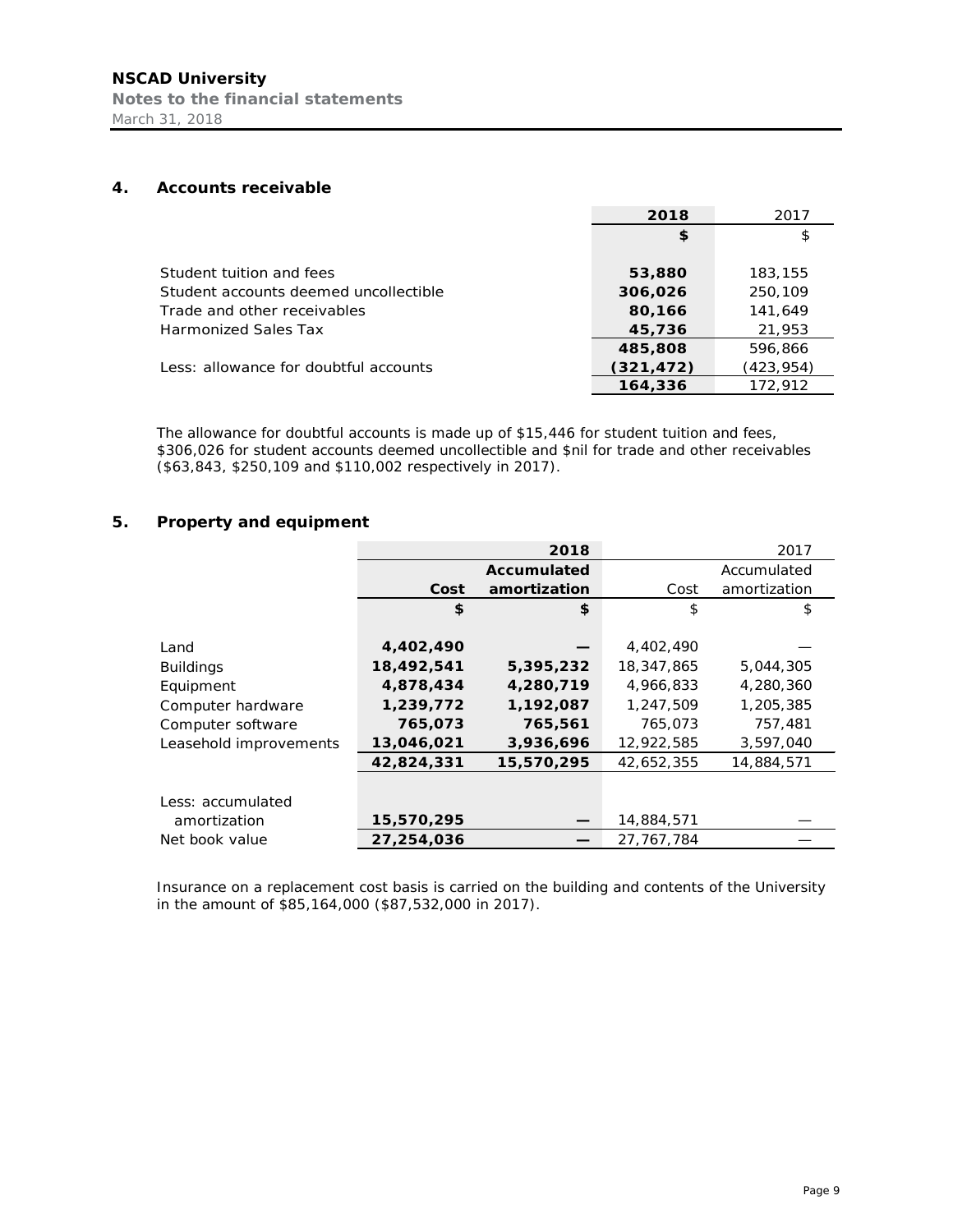# NSCAD University

**Notes to the financial statements**

March 31, 2018

## 4. Accounts receivable

| | 2018 | 2017 |
|---|---|---|
| | $ | $ |
| Student tuition and fees | 53,880 | 183,155 |
| Student accounts deemed uncollectible | 306,026 | 250,109 |
| Trade and other receivables | 80,166 | 141,649 |
| Harmonized Sales Tax | 45,736 | 21,953 |
| | 485,808 | 596,866 |
| Less: allowance for doubtful accounts | (321,472) | (423,954) |
| | 164,336 | 172,912 |

The allowance for doubtful accounts is made up of $15,446 for student tuition and fees, $306,026 for student accounts deemed uncollectible and $nil for trade and other receivables ($63,843, $250,109 and $110,002 respectively in 2017).

## 5. Property and equipment

| | 2018 | | 2017 | |
|---|---|---|---|---|
| | Cost | Accumulated amortization | Cost | Accumulated amortization |
| | $ | $ | $ | $ |
| Land | 4,402,490 | — | 4,402,490 | — |
| Buildings | 18,492,541 | 5,395,232 | 18,347,865 | 5,044,305 |
| Equipment | 4,878,434 | 4,280,719 | 4,966,833 | 4,280,360 |
| Computer hardware | 1,239,772 | 1,192,087 | 1,247,509 | 1,205,385 |
| Computer software | 765,073 | 765,561 | 765,073 | 757,481 |
| Leasehold improvements | 13,046,021 | 3,936,696 | 12,922,585 | 3,597,040 |
| | 42,824,331 | 15,570,295 | 42,652,355 | 14,884,571 |
| Less: accumulated amortization | 15,570,295 | — | 14,884,571 | — |
| Net book value | 27,254,036 | — | 27,767,784 | — |

Insurance on a replacement cost basis is carried on the building and contents of the University in the amount of $85,164,000 ($87,532,000 in 2017).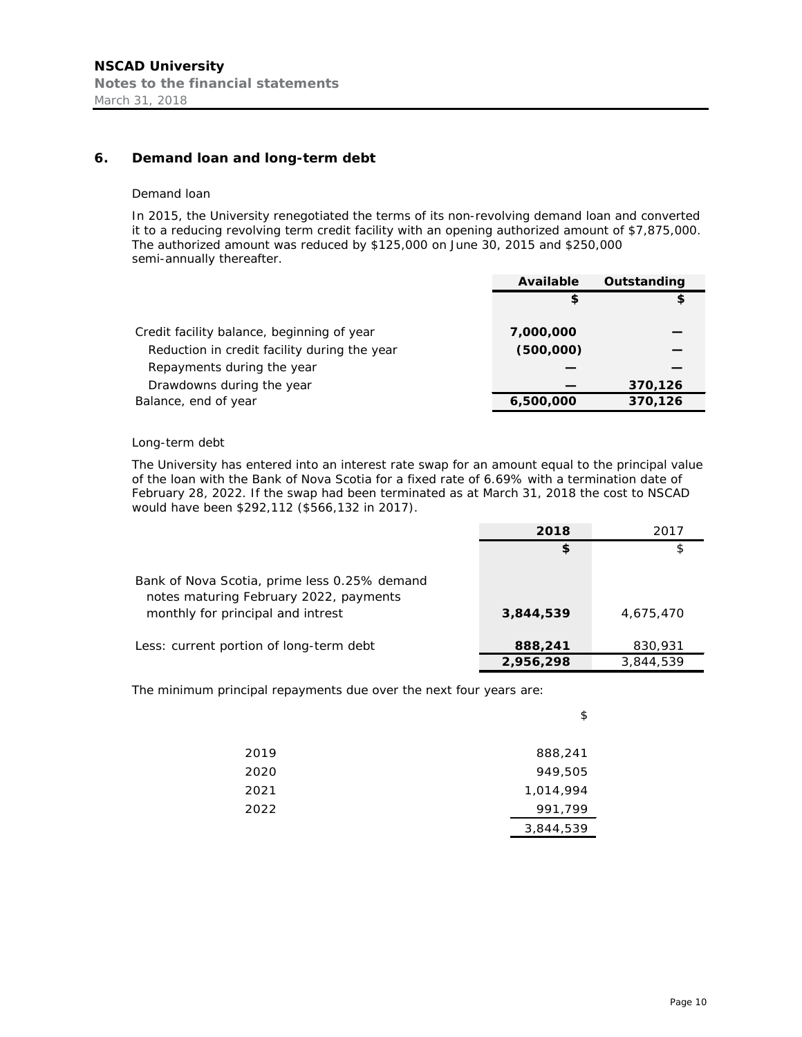## 6. Demand loan and long-term debt

Demand loan

In 2015, the University renegotiated the terms of its non-revolving demand loan and converted it to a reducing revolving term credit facility with an opening authorized amount of $7,875,000. The authorized amount was reduced by $125,000 on June 30, 2015 and $250,000 semi-annually thereafter.

| | Available | Outstanding |
|---|---|---|
| | $ | $ |
| Credit facility balance, beginning of year | 7,000,000 | — |
| Reduction in credit facility during the year | (500,000) | — |
| Repayments during the year | — | — |
| Drawdowns during the year | — | 370,126 |
| Balance, end of year | 6,500,000 | 370,126 |

Long-term debt

The University has entered into an interest rate swap for an amount equal to the principal value of the loan with the Bank of Nova Scotia for a fixed rate of 6.69% with a termination date of February 28, 2022. If the swap had been terminated as at March 31, 2018 the cost to NSCAD would have been $292,112 ($566,132 in 2017).

| | 2018 | 2017 |
|---|---|---|
| | $ | $ |
| Bank of Nova Scotia, prime less 0.25% demand notes maturing February 2022, payments monthly for principal and intrest | 3,844,539 | 4,675,470 |
| Less: current portion of long-term debt | 888,241 | 830,931 |
| | 2,956,298 | 3,844,539 |

The minimum principal repayments due over the next four years are:

| | $ |
|---|---|
| 2019 | 888,241 |
| 2020 | 949,505 |
| 2021 | 1,014,994 |
| 2022 | 991,799 |
| | 3,844,539 |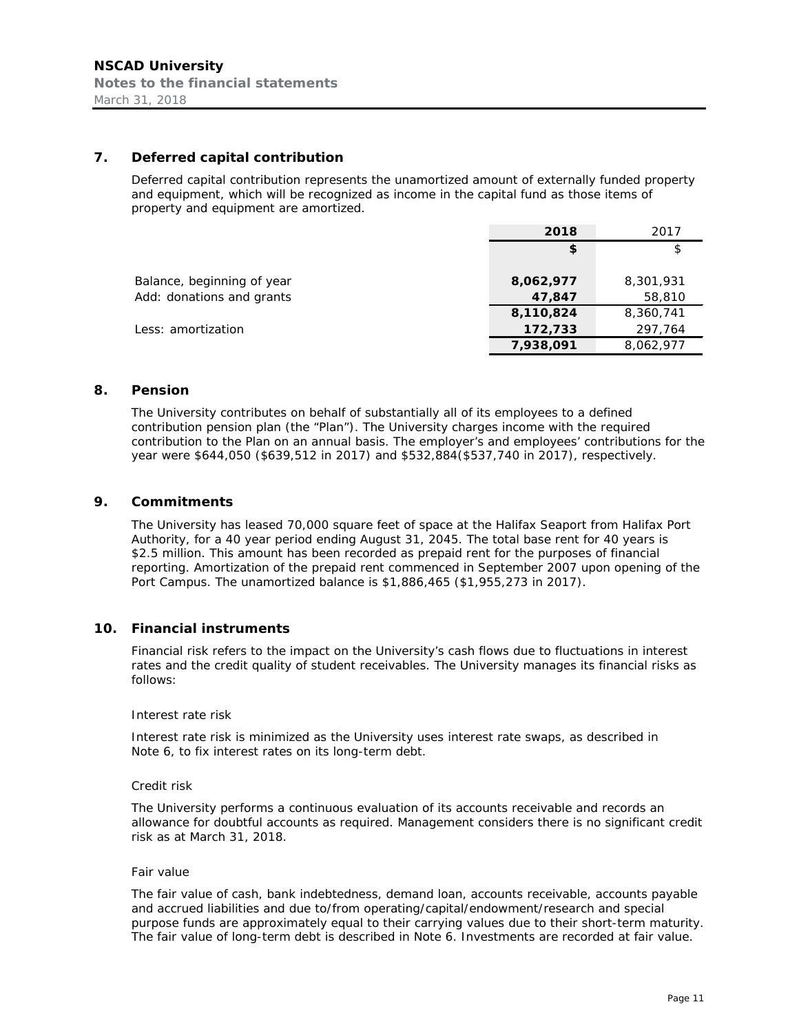## 7. Deferred capital contribution

Deferred capital contribution represents the unamortized amount of externally funded property and equipment, which will be recognized as income in the capital fund as those items of property and equipment are amortized.

| | 2018 | 2017 |
|---|---|---|
| | $ | $ |
| Balance, beginning of year | 8,062,977 | 8,301,931 |
| Add: donations and grants | 47,847 | 58,810 |
| | 8,110,824 | 8,360,741 |
| Less: amortization | 172,733 | 297,764 |
| | 7,938,091 | 8,062,977 |

## 8. Pension

The University contributes on behalf of substantially all of its employees to a defined contribution pension plan (the "Plan"). The University charges income with the required contribution to the Plan on an annual basis. The employer's and employees' contributions for the year were $644,050 ($639,512 in 2017) and $532,884($537,740 in 2017), respectively.

## 9. Commitments

The University has leased 70,000 square feet of space at the Halifax Seaport from Halifax Port Authority, for a 40 year period ending August 31, 2045. The total base rent for 40 years is $2.5 million. This amount has been recorded as prepaid rent for the purposes of financial reporting. Amortization of the prepaid rent commenced in September 2007 upon opening of the Port Campus. The unamortized balance is $1,886,465 ($1,955,273 in 2017).

## 10. Financial instruments

Financial risk refers to the impact on the University's cash flows due to fluctuations in interest rates and the credit quality of student receivables. The University manages its financial risks as follows:

Interest rate risk

Interest rate risk is minimized as the University uses interest rate swaps, as described in Note 6, to fix interest rates on its long-term debt.

Credit risk

The University performs a continuous evaluation of its accounts receivable and records an allowance for doubtful accounts as required. Management considers there is no significant credit risk as at March 31, 2018.

Fair value

The fair value of cash, bank indebtedness, demand loan, accounts receivable, accounts payable and accrued liabilities and due to/from operating/capital/endowment/research and special purpose funds are approximately equal to their carrying values due to their short-term maturity. The fair value of long-term debt is described in Note 6. Investments are recorded at fair value.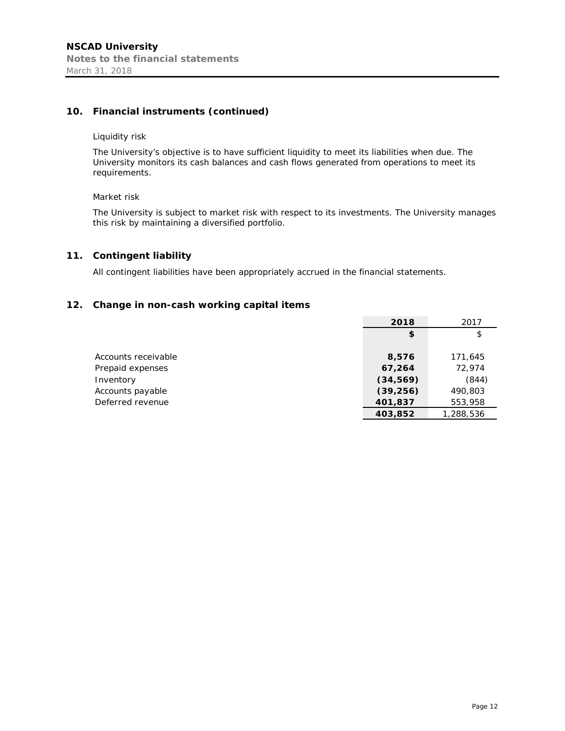## 10. Financial instruments (continued)

Liquidity risk

The University's objective is to have sufficient liquidity to meet its liabilities when due. The University monitors its cash balances and cash flows generated from operations to meet its requirements.

Market risk

The University is subject to market risk with respect to its investments. The University manages this risk by maintaining a diversified portfolio.

## 11. Contingent liability

All contingent liabilities have been appropriately accrued in the financial statements.

## 12. Change in non-cash working capital items

| | 2018 | 2017 |
|---|---|---|
| | $ | $ |
| Accounts receivable | 8,576 | 171,645 |
| Prepaid expenses | 67,264 | 72,974 |
| Inventory | (34,569) | (844) |
| Accounts payable | (39,256) | 490,803 |
| Deferred revenue | 401,837 | 553,958 |
| | 403,852 | 1,288,536 |